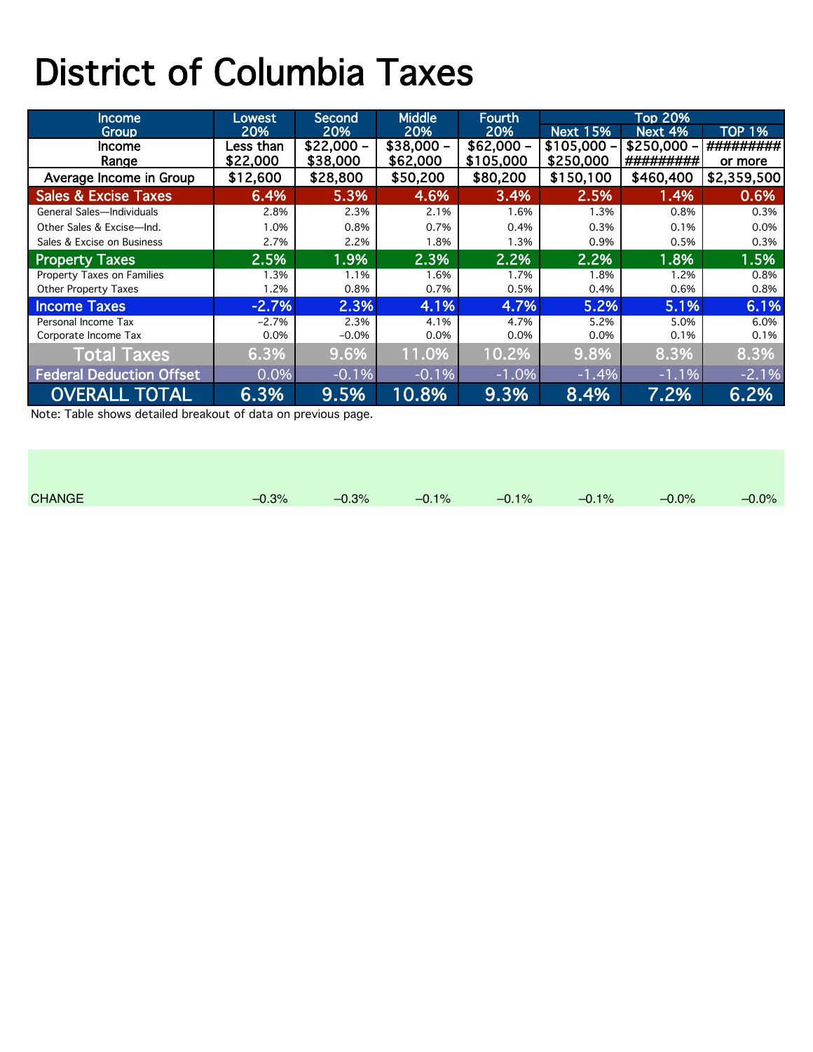# District of Columbia Taxes

| Income Group | Lowest 20% | Second 20% | Middle 20% | Fourth 20% | Top 20% | | |
|---|---|---|---|---|---|---|---|
| | | | | | Next 15% | Next 4% | TOP 1% |
| Income Range | Less than $22,000 | $22,000 – $38,000 | $38,000 – $62,000 | $62,000 – $105,000 | $105,000 – $250,000 | $250,000 – ######### | ######### or more |
| Average Income in Group | $12,600 | $28,800 | $50,200 | $80,200 | $150,100 | $460,400 | $2,359,500 |
| **Sales & Excise Taxes** | **6.4%** | **5.3%** | **4.6%** | **3.4%** | **2.5%** | **1.4%** | **0.6%** |
| General Sales—Individuals | 2.8% | 2.3% | 2.1% | 1.6% | 1.3% | 0.8% | 0.3% |
| Other Sales & Excise—Ind. | 1.0% | 0.8% | 0.7% | 0.4% | 0.3% | 0.1% | 0.0% |
| Sales & Excise on Business | 2.7% | 2.2% | 1.8% | 1.3% | 0.9% | 0.5% | 0.3% |
| **Property Taxes** | **2.5%** | **1.9%** | **2.3%** | **2.2%** | **2.2%** | **1.8%** | **1.5%** |
| Property Taxes on Families | 1.3% | 1.1% | 1.6% | 1.7% | 1.8% | 1.2% | 0.8% |
| Other Property Taxes | 1.2% | 0.8% | 0.7% | 0.5% | 0.4% | 0.6% | 0.8% |
| **Income Taxes** | **-2.7%** | **2.3%** | **4.1%** | **4.7%** | **5.2%** | **5.1%** | **6.1%** |
| Personal Income Tax | –2.7% | 2.3% | 4.1% | 4.7% | 5.2% | 5.0% | 6.0% |
| Corporate Income Tax | 0.0% | –0.0% | 0.0% | 0.0% | 0.0% | 0.1% | 0.1% |
| **Total Taxes** | **6.3%** | **9.6%** | **11.0%** | **10.2%** | **9.8%** | **8.3%** | **8.3%** |
| **Federal Deduction Offset** | 0.0% | -0.1% | -0.1% | -1.0% | -1.4% | -1.1% | -2.1% |
| **OVERALL TOTAL** | **6.3%** | **9.5%** | **10.8%** | **9.3%** | **8.4%** | **7.2%** | **6.2%** |

Note: Table shows detailed breakout of data on previous page.

| | | | | | | | |
|---|---|---|---|---|---|---|---|
| CHANGE | –0.3% | –0.3% | –0.1% | –0.1% | –0.1% | –0.0% | –0.0% |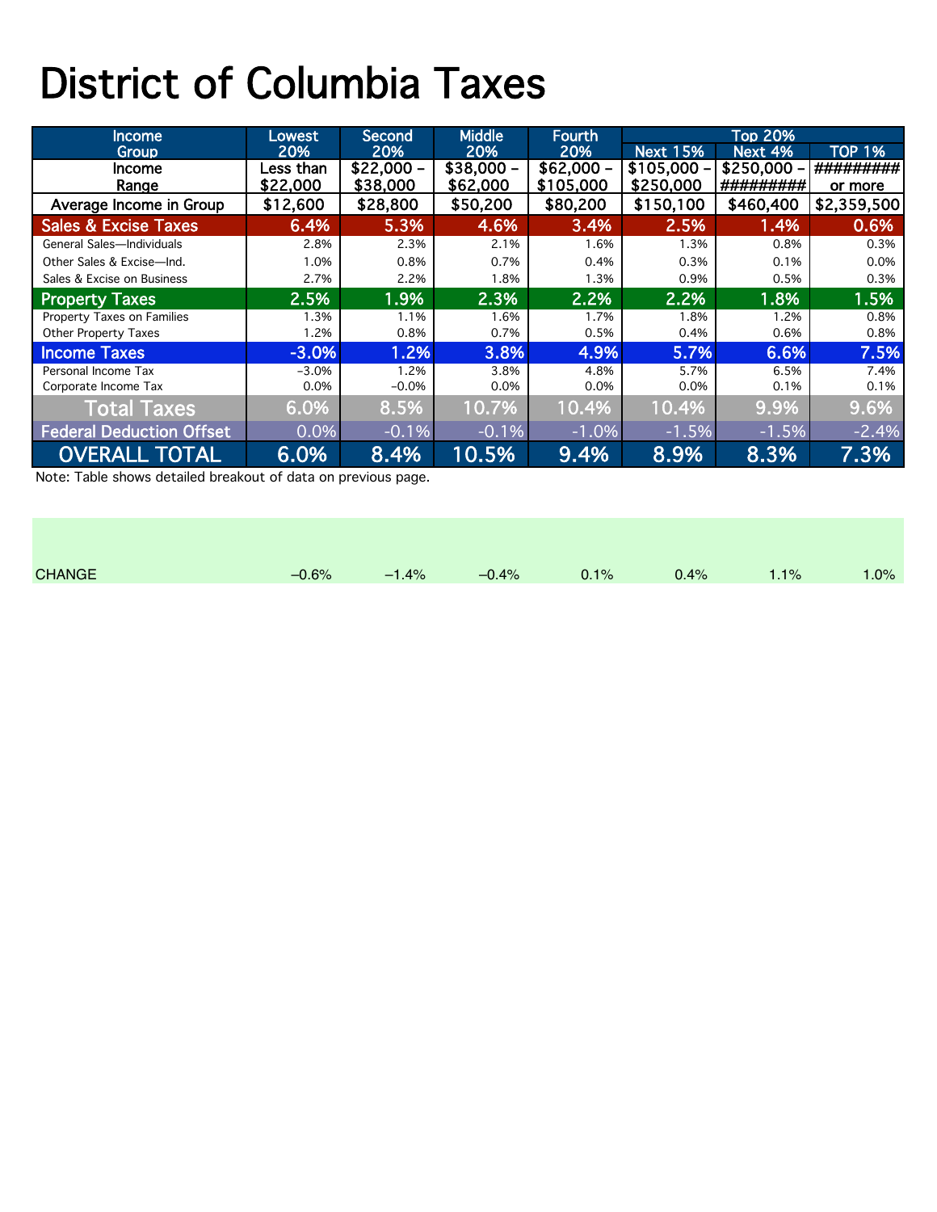# District of Columbia Taxes

| Income Group | Lowest 20% | Second 20% | Middle 20% | Fourth 20% | Top 20% | | |
|---|---|---|---|---|---|---|---|
| | | | | | Next 15% | Next 4% | TOP 1% |
| Income Range | Less than $22,000 | $22,000 – $38,000 | $38,000 – $62,000 | $62,000 – $105,000 | $105,000 – $250,000 | $250,000 – ######### | ######### or more |
| Average Income in Group | $12,600 | $28,800 | $50,200 | $80,200 | $150,100 | $460,400 | $2,359,500 |
| **Sales & Excise Taxes** | **6.4%** | **5.3%** | **4.6%** | **3.4%** | **2.5%** | **1.4%** | **0.6%** |
| General Sales—Individuals | 2.8% | 2.3% | 2.1% | 1.6% | 1.3% | 0.8% | 0.3% |
| Other Sales & Excise—Ind. | 1.0% | 0.8% | 0.7% | 0.4% | 0.3% | 0.1% | 0.0% |
| Sales & Excise on Business | 2.7% | 2.2% | 1.8% | 1.3% | 0.9% | 0.5% | 0.3% |
| **Property Taxes** | **2.5%** | **1.9%** | **2.3%** | **2.2%** | **2.2%** | **1.8%** | **1.5%** |
| Property Taxes on Families | 1.3% | 1.1% | 1.6% | 1.7% | 1.8% | 1.2% | 0.8% |
| Other Property Taxes | 1.2% | 0.8% | 0.7% | 0.5% | 0.4% | 0.6% | 0.8% |
| **Income Taxes** | **-3.0%** | **1.2%** | **3.8%** | **4.9%** | **5.7%** | **6.6%** | **7.5%** |
| Personal Income Tax | –3.0% | 1.2% | 3.8% | 4.8% | 5.7% | 6.5% | 7.4% |
| Corporate Income Tax | 0.0% | –0.0% | 0.0% | 0.0% | 0.0% | 0.1% | 0.1% |
| **Total Taxes** | **6.0%** | **8.5%** | **10.7%** | **10.4%** | **10.4%** | **9.9%** | **9.6%** |
| **Federal Deduction Offset** | 0.0% | -0.1% | -0.1% | -1.0% | -1.5% | -1.5% | -2.4% |
| **OVERALL TOTAL** | **6.0%** | **8.4%** | **10.5%** | **9.4%** | **8.9%** | **8.3%** | **7.3%** |

Note: Table shows detailed breakout of data on previous page.

| | | | | | | | |
|---|---|---|---|---|---|---|---|
| CHANGE | –0.6% | –1.4% | –0.4% | 0.1% | 0.4% | 1.1% | 1.0% |